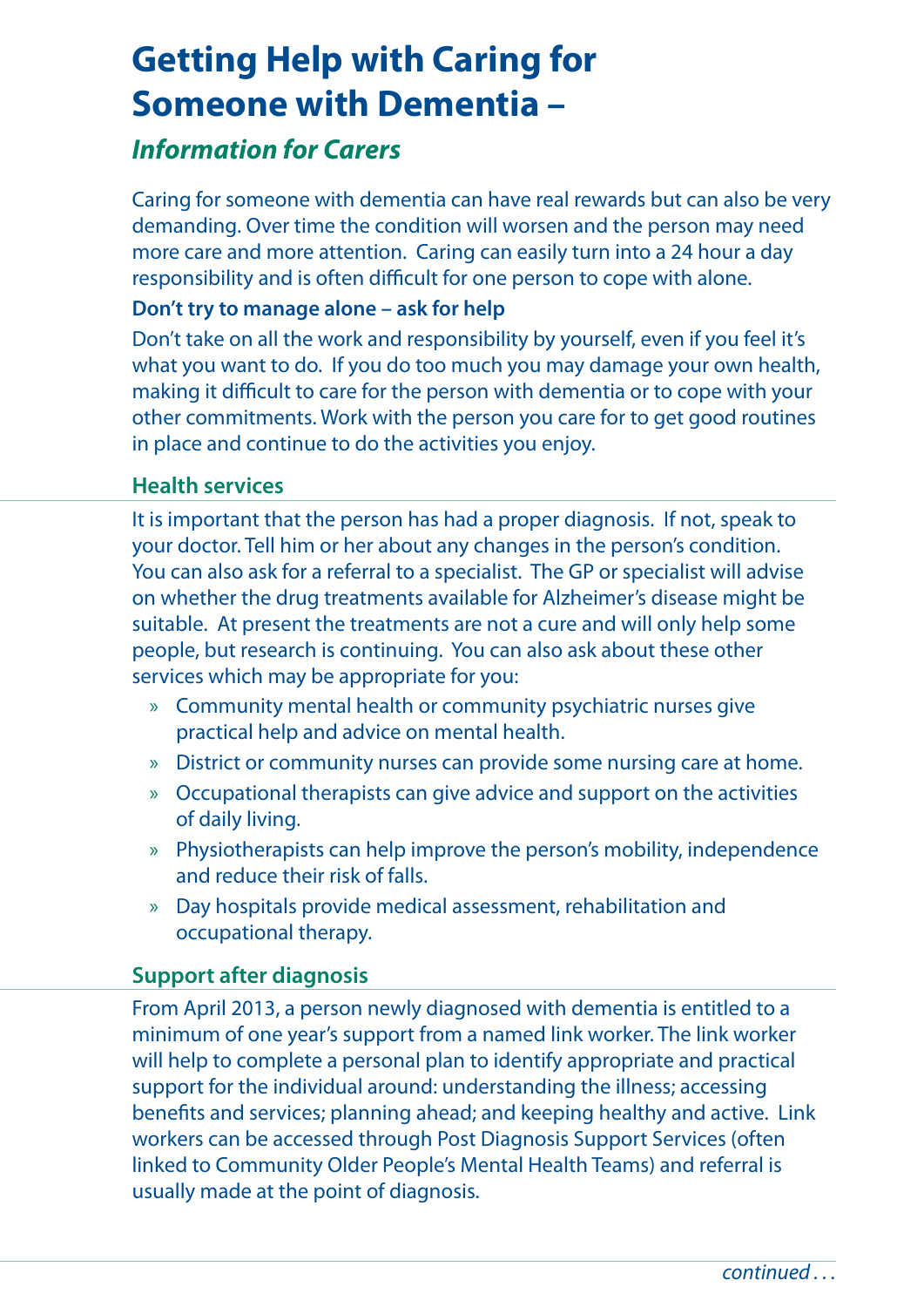# Getting Help with Caring for Someone with Dementia –

## *Information for Carers*

Caring for someone with dementia can have real rewards but can also be very demanding. Over time the condition will worsen and the person may need more care and more attention. Caring can easily turn into a 24 hour a day responsibility and is often difficult for one person to cope with alone.

**Don't try to manage alone – ask for help**

Don't take on all the work and responsibility by yourself, even if you feel it's what you want to do. If you do too much you may damage your own health, making it difficult to care for the person with dementia or to cope with your other commitments. Work with the person you care for to get good routines in place and continue to do the activities you enjoy.

### Health services

It is important that the person has had a proper diagnosis. If not, speak to your doctor. Tell him or her about any changes in the person's condition. You can also ask for a referral to a specialist. The GP or specialist will advise on whether the drug treatments available for Alzheimer's disease might be suitable. At present the treatments are not a cure and will only help some people, but research is continuing. You can also ask about these other services which may be appropriate for you:

- Community mental health or community psychiatric nurses give practical help and advice on mental health.
- District or community nurses can provide some nursing care at home.
- Occupational therapists can give advice and support on the activities of daily living.
- Physiotherapists can help improve the person's mobility, independence and reduce their risk of falls.
- Day hospitals provide medical assessment, rehabilitation and occupational therapy.

### Support after diagnosis

From April 2013, a person newly diagnosed with dementia is entitled to a minimum of one year's support from a named link worker. The link worker will help to complete a personal plan to identify appropriate and practical support for the individual around: understanding the illness; accessing benefits and services; planning ahead; and keeping healthy and active. Link workers can be accessed through Post Diagnosis Support Services (often linked to Community Older People's Mental Health Teams) and referral is usually made at the point of diagnosis.

*continued . . .*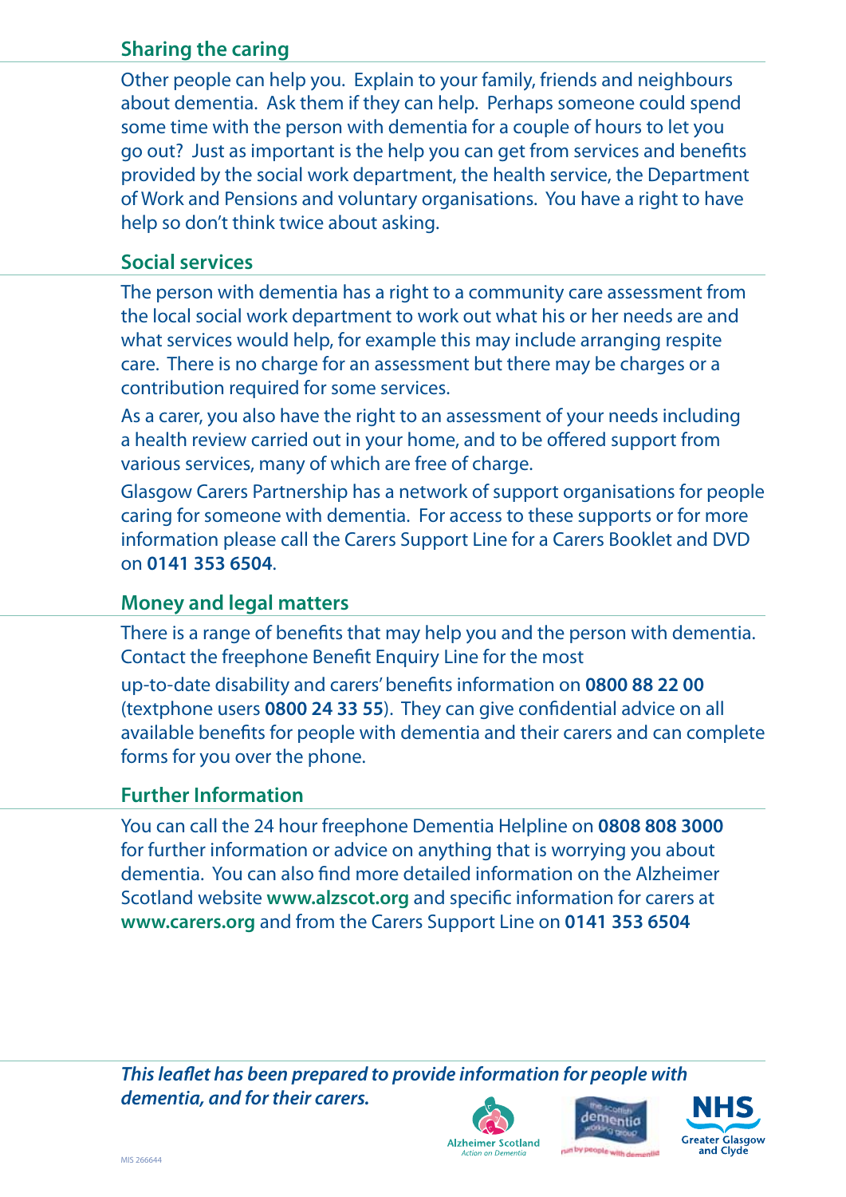## Sharing the caring

Other people can help you. Explain to your family, friends and neighbours about dementia. Ask them if they can help. Perhaps someone could spend some time with the person with dementia for a couple of hours to let you go out? Just as important is the help you can get from services and benefits provided by the social work department, the health service, the Department of Work and Pensions and voluntary organisations. You have a right to have help so don't think twice about asking.

## Social services

The person with dementia has a right to a community care assessment from the local social work department to work out what his or her needs are and what services would help, for example this may include arranging respite care. There is no charge for an assessment but there may be charges or a contribution required for some services.

As a carer, you also have the right to an assessment of your needs including a health review carried out in your home, and to be offered support from various services, many of which are free of charge.

Glasgow Carers Partnership has a network of support organisations for people caring for someone with dementia. For access to these supports or for more information please call the Carers Support Line for a Carers Booklet and DVD on **0141 353 6504**.

## Money and legal matters

There is a range of benefits that may help you and the person with dementia. Contact the freephone Benefit Enquiry Line for the most up-to-date disability and carers' benefits information on **0800 88 22 00** (textphone users **0800 24 33 55**). They can give confidential advice on all available benefits for people with dementia and their carers and can complete forms for you over the phone.

## Further Information

You can call the 24 hour freephone Dementia Helpline on **0808 808 3000** for further information or advice on anything that is worrying you about dementia. You can also find more detailed information on the Alzheimer Scotland website **www.alzscot.org** and specific information for carers at **www.carers.org** and from the Carers Support Line on **0141 353 6504**

***This leaflet has been prepared to provide information for people with dementia, and for their carers.***

Alzheimer Scotland
Action on Dementia

the scottish dementia working group
run by people with dementia

NHS
Greater Glasgow and Clyde

MIS 266644